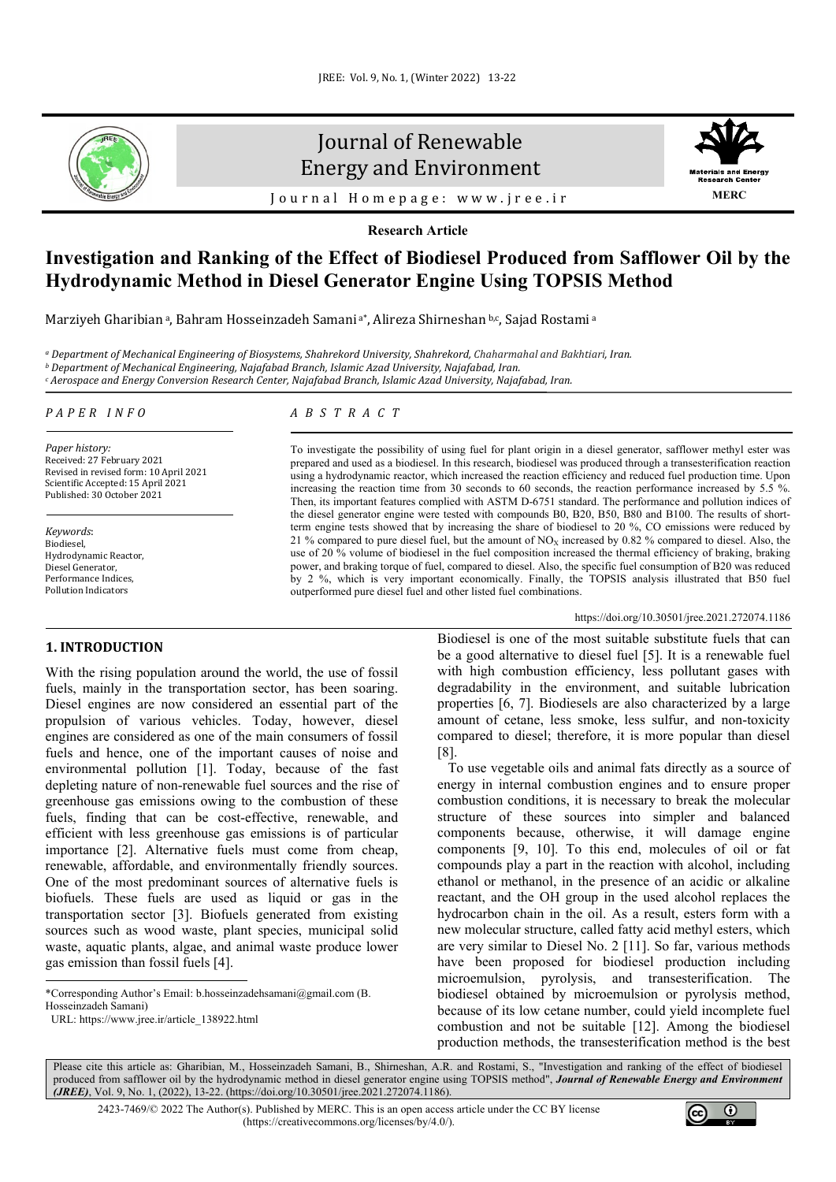Research Article

# Investigation and Ranking of the Effect of Biodiesel Produced from Safflower Oil by the Hydrodynamic Method in Diesel Generator Engine Using TOPSIS Method

Marziyeh Gharibian [a], Bahram Hosseinzadeh Samani [a*], Alireza Shirneshan [b,c], Sajad Rostami [a]

[a] *Department of Mechanical Engineering of Biosystems, Shahrekord University, Shahrekord, Chaharmahal and Bakhtiari, Iran.*
[b] *Department of Mechanical Engineering, Najafabad Branch, Islamic Azad University, Najafabad, Iran.*
[c] *Aerospace and Energy Conversion Research Center, Najafabad Branch, Islamic Azad University, Najafabad, Iran.*

## PAPER INFO

*Paper history:*
Received: 27 February 2021
Revised in revised form: 10 April 2021
Scientific Accepted: 15 April 2021
Published: 30 October 2021

*Keywords*:
Biodiesel,
Hydrodynamic Reactor,
Diesel Generator,
Performance Indices,
Pollution Indicators

## ABSTRACT

To investigate the possibility of using fuel for plant origin in a diesel generator, safflower methyl ester was prepared and used as a biodiesel. In this research, biodiesel was produced through a transesterification reaction using a hydrodynamic reactor, which increased the reaction efficiency and reduced fuel production time. Upon increasing the reaction time from 30 seconds to 60 seconds, the reaction performance increased by 5.5 %. Then, its important features complied with ASTM D-6751 standard. The performance and pollution indices of the diesel generator engine were tested with compounds B0, B20, B50, B80 and B100. The results of short-term engine tests showed that by increasing the share of biodiesel to 20 %, CO emissions were reduced by 21 % compared to pure diesel fuel, but the amount of $NO_X$ increased by 0.82 % compared to diesel. Also, the use of 20 % volume of biodiesel in the fuel composition increased the thermal efficiency of braking, braking power, and braking torque of fuel, compared to diesel. Also, the specific fuel consumption of B20 was reduced by 2 %, which is very important economically. Finally, the TOPSIS analysis illustrated that B50 fuel outperformed pure diesel fuel and other listed fuel combinations.

https://doi.org/10.30501/jree.2021.272074.1186

## 1. INTRODUCTION

With the rising population around the world, the use of fossil fuels, mainly in the transportation sector, has been soaring. Diesel engines are now considered an essential part of the propulsion of various vehicles. Today, however, diesel engines are considered as one of the main consumers of fossil fuels and hence, one of the important causes of noise and environmental pollution [1]. Today, because of the fast depleting nature of non-renewable fuel sources and the rise of greenhouse gas emissions owing to the combustion of these fuels, finding that can be cost-effective, renewable, and efficient with less greenhouse gas emissions is of particular importance [2]. Alternative fuels must come from cheap, renewable, affordable, and environmentally friendly sources. One of the most predominant sources of alternative fuels is biofuels. These fuels are used as liquid or gas in the transportation sector [3]. Biofuels generated from existing sources such as wood waste, plant species, municipal solid waste, aquatic plants, algae, and animal waste produce lower gas emission than fossil fuels [4].

Biodiesel is one of the most suitable substitute fuels that can be a good alternative to diesel fuel [5]. It is a renewable fuel with high combustion efficiency, less pollutant gases with degradability in the environment, and suitable lubrication properties [6, 7]. Biodiesels are also characterized by a large amount of cetane, less smoke, less sulfur, and non-toxicity compared to diesel; therefore, it is more popular than diesel [8].

To use vegetable oils and animal fats directly as a source of energy in internal combustion engines and to ensure proper combustion conditions, it is necessary to break the molecular structure of these sources into simpler and balanced components because, otherwise, it will damage engine components [9, 10]. To this end, molecules of oil or fat compounds play a part in the reaction with alcohol, including ethanol or methanol, in the presence of an acidic or alkaline reactant, and the OH group in the used alcohol replaces the hydrocarbon chain in the oil. As a result, esters form with a new molecular structure, called fatty acid methyl esters, which are very similar to Diesel No. 2 [11]. So far, various methods have been proposed for biodiesel production including microemulsion, pyrolysis, and transesterification. The biodiesel obtained by microemulsion or pyrolysis method, because of its low cetane number, could yield incomplete fuel combustion and not be suitable [12]. Among the biodiesel production methods, the transesterification method is the best

*Corresponding Author's Email: b.hosseinzadehsamani@gmail.com (B. Hosseinzadeh Samani)
URL: https://www.jree.ir/article_138922.html

Please cite this article as: Gharibian, M., Hosseinzadeh Samani, B., Shirneshan, A.R. and Rostami, S., "Investigation and ranking of the effect of biodiesel produced from safflower oil by the hydrodynamic method in diesel generator engine using TOPSIS method", *Journal of Renewable Energy and Environment (JREE)*, Vol. 9, No. 1, (2022), 13-22. (https://doi.org/10.30501/jree.2021.272074.1186).

2423-7469/© 2022 The Author(s). Published by MERC. This is an open access article under the CC BY license (https://creativecommons.org/licenses/by/4.0/).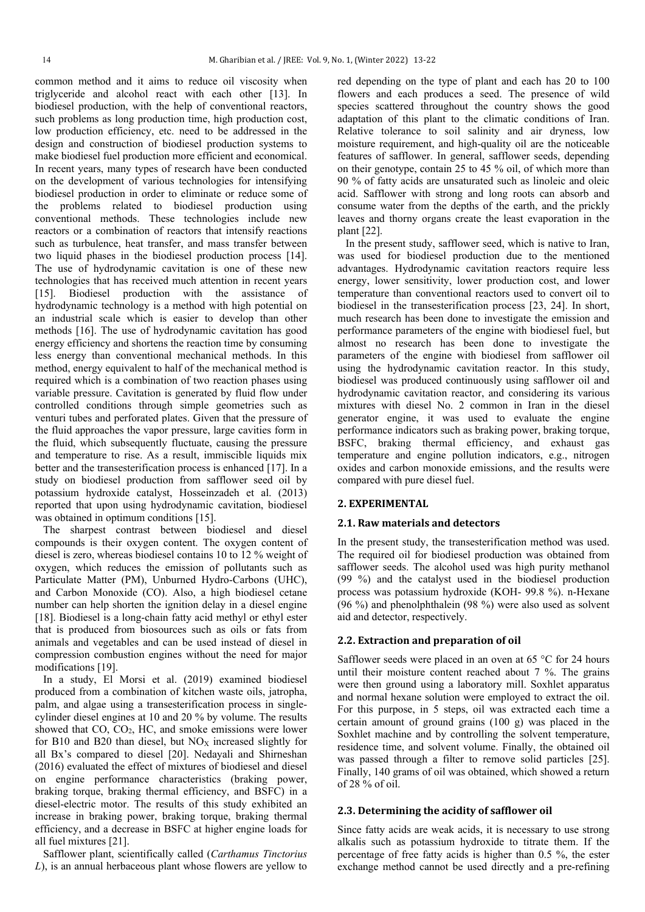common method and it aims to reduce oil viscosity when triglyceride and alcohol react with each other [13]. In biodiesel production, with the help of conventional reactors, such problems as long production time, high production cost, low production efficiency, etc. need to be addressed in the design and construction of biodiesel production systems to make biodiesel fuel production more efficient and economical. In recent years, many types of research have been conducted on the development of various technologies for intensifying biodiesel production in order to eliminate or reduce some of the problems related to biodiesel production using conventional methods. These technologies include new reactors or a combination of reactors that intensify reactions such as turbulence, heat transfer, and mass transfer between two liquid phases in the biodiesel production process [14]. The use of hydrodynamic cavitation is one of these new technologies that has received much attention in recent years [15]. Biodiesel production with the assistance of hydrodynamic technology is a method with high potential on an industrial scale which is easier to develop than other methods [16]. The use of hydrodynamic cavitation has good energy efficiency and shortens the reaction time by consuming less energy than conventional mechanical methods. In this method, energy equivalent to half of the mechanical method is required which is a combination of two reaction phases using variable pressure. Cavitation is generated by fluid flow under controlled conditions through simple geometries such as venturi tubes and perforated plates. Given that the pressure of the fluid approaches the vapor pressure, large cavities form in the fluid, which subsequently fluctuate, causing the pressure and temperature to rise. As a result, immiscible liquids mix better and the transesterification process is enhanced [17]. In a study on biodiesel production from safflower seed oil by potassium hydroxide catalyst, Hosseinzadeh et al. (2013) reported that upon using hydrodynamic cavitation, biodiesel was obtained in optimum conditions [15].

The sharpest contrast between biodiesel and diesel compounds is their oxygen content. The oxygen content of diesel is zero, whereas biodiesel contains 10 to 12 % weight of oxygen, which reduces the emission of pollutants such as Particulate Matter (PM), Unburned Hydro-Carbons (UHC), and Carbon Monoxide (CO). Also, a high biodiesel cetane number can help shorten the ignition delay in a diesel engine [18]. Biodiesel is a long-chain fatty acid methyl or ethyl ester that is produced from biosources such as oils or fats from animals and vegetables and can be used instead of diesel in compression combustion engines without the need for major modifications [19].

In a study, El Morsi et al. (2019) examined biodiesel produced from a combination of kitchen waste oils, jatropha, palm, and algae using a transesterification process in single-cylinder diesel engines at 10 and 20 % by volume. The results showed that CO, $CO_2$, HC, and smoke emissions were lower for B10 and B20 than diesel, but $NO_X$ increased slightly for all Bx's compared to diesel [20]. Nedayali and Shirneshan (2016) evaluated the effect of mixtures of biodiesel and diesel on engine performance characteristics (braking power, braking torque, braking thermal efficiency, and BSFC) in a diesel-electric motor. The results of this study exhibited an increase in braking power, braking torque, braking thermal efficiency, and a decrease in BSFC at higher engine loads for all fuel mixtures [21].

Safflower plant, scientifically called (*Carthamus Tinctorius L*), is an annual herbaceous plant whose flowers are yellow to red depending on the type of plant and each has 20 to 100 flowers and each produces a seed. The presence of wild species scattered throughout the country shows the good adaptation of this plant to the climatic conditions of Iran. Relative tolerance to soil salinity and air dryness, low moisture requirement, and high-quality oil are the noticeable features of safflower. In general, safflower seeds, depending on their genotype, contain 25 to 45 % oil, of which more than 90 % of fatty acids are unsaturated such as linoleic and oleic acid. Safflower with strong and long roots can absorb and consume water from the depths of the earth, and the prickly leaves and thorny organs create the least evaporation in the plant [22].

In the present study, safflower seed, which is native to Iran, was used for biodiesel production due to the mentioned advantages. Hydrodynamic cavitation reactors require less energy, lower sensitivity, lower production cost, and lower temperature than conventional reactors used to convert oil to biodiesel in the transesterification process [23, 24]. In short, much research has been done to investigate the emission and performance parameters of the engine with biodiesel fuel, but almost no research has been done to investigate the parameters of the engine with biodiesel from safflower oil using the hydrodynamic cavitation reactor. In this study, biodiesel was produced continuously using safflower oil and hydrodynamic cavitation reactor, and considering its various mixtures with diesel No. 2 common in Iran in the diesel generator engine, it was used to evaluate the engine performance indicators such as braking power, braking torque, BSFC, braking thermal efficiency, and exhaust gas temperature and engine pollution indicators, e.g., nitrogen oxides and carbon monoxide emissions, and the results were compared with pure diesel fuel.

## 2. EXPERIMENTAL

### 2.1. Raw materials and detectors

In the present study, the transesterification method was used. The required oil for biodiesel production was obtained from safflower seeds. The alcohol used was high purity methanol (99 %) and the catalyst used in the biodiesel production process was potassium hydroxide (KOH- 99.8 %). n-Hexane (96 %) and phenolphthalein (98 %) were also used as solvent aid and detector, respectively.

### 2.2. Extraction and preparation of oil

Safflower seeds were placed in an oven at 65 °C for 24 hours until their moisture content reached about 7 %. The grains were then ground using a laboratory mill. Soxhlet apparatus and normal hexane solution were employed to extract the oil. For this purpose, in 5 steps, oil was extracted each time a certain amount of ground grains (100 g) was placed in the Soxhlet machine and by controlling the solvent temperature, residence time, and solvent volume. Finally, the obtained oil was passed through a filter to remove solid particles [25]. Finally, 140 grams of oil was obtained, which showed a return of 28 % of oil.

### 2.3. Determining the acidity of safflower oil

Since fatty acids are weak acids, it is necessary to use strong alkalis such as potassium hydroxide to titrate them. If the percentage of free fatty acids is higher than 0.5 %, the ester exchange method cannot be used directly and a pre-refining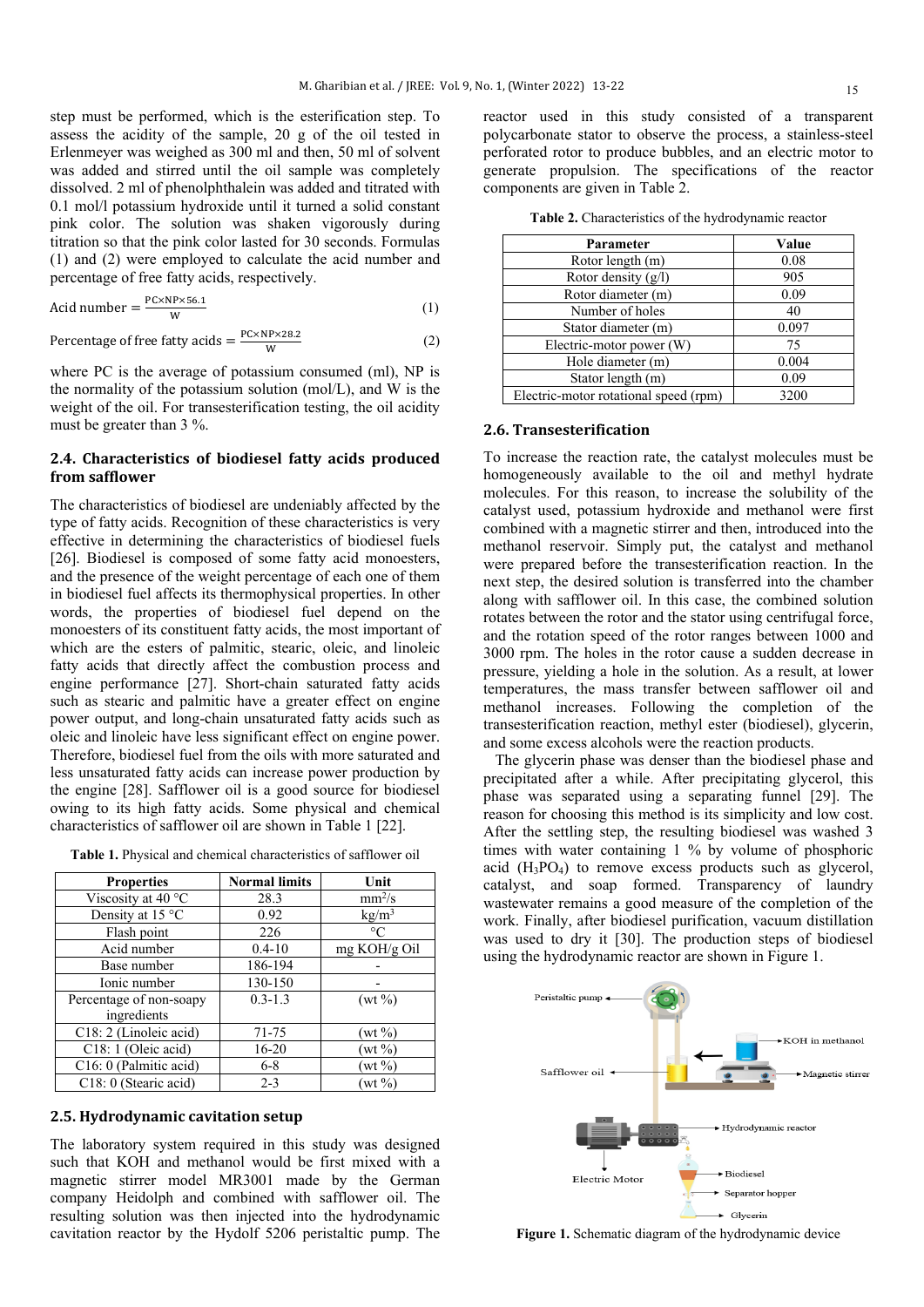step must be performed, which is the esterification step. To assess the acidity of the sample, 20 g of the oil tested in Erlenmeyer was weighed as 300 ml and then, 50 ml of solvent was added and stirred until the oil sample was completely dissolved. 2 ml of phenolphthalein was added and titrated with 0.1 mol/l potassium hydroxide until it turned a solid constant pink color. The solution was shaken vigorously during titration so that the pink color lasted for 30 seconds. Formulas (1) and (2) were employed to calculate the acid number and percentage of free fatty acids, respectively.

$$\text{Acid number} = \frac{\text{PC}\times\text{NP}\times 56.1}{\text{W}} \tag{1}$$

$$\text{Percentage of free fatty acids} = \frac{\text{PC}\times\text{NP}\times 28.2}{\text{W}} \tag{2}$$

where PC is the average of potassium consumed (ml), NP is the normality of the potassium solution (mol/L), and W is the weight of the oil. For transesterification testing, the oil acidity must be greater than 3 %.

## 2.4. Characteristics of biodiesel fatty acids produced from safflower

The characteristics of biodiesel are undeniably affected by the type of fatty acids. Recognition of these characteristics is very effective in determining the characteristics of biodiesel fuels [26]. Biodiesel is composed of some fatty acid monoesters, and the presence of the weight percentage of each one of them in biodiesel fuel affects its thermophysical properties. In other words, the properties of biodiesel fuel depend on the monoesters of its constituent fatty acids, the most important of which are the esters of palmitic, stearic, oleic, and linoleic fatty acids that directly affect the combustion process and engine performance [27]. Short-chain saturated fatty acids such as stearic and palmitic have a greater effect on engine power output, and long-chain unsaturated fatty acids such as oleic and linoleic have less significant effect on engine power. Therefore, biodiesel fuel from the oils with more saturated and less unsaturated fatty acids can increase power production by the engine [28]. Safflower oil is a good source for biodiesel owing to its high fatty acids. Some physical and chemical characteristics of safflower oil are shown in Table 1 [22].

**Table 1.** Physical and chemical characteristics of safflower oil

| Properties | Normal limits | Unit |
|---|---|---|
| Viscosity at 40 °C | 28.3 | $mm^2/s$ |
| Density at 15 °C | 0.92 | $kg/m^3$ |
| Flash point | 226 | °C |
| Acid number | 0.4-10 | mg KOH/g Oil |
| Base number | 186-194 | - |
| Ionic number | 130-150 | - |
| Percentage of non-soapy ingredients | 0.3-1.3 | (wt %) |
| C18: 2 (Linoleic acid) | 71-75 | (wt %) |
| C18: 1 (Oleic acid) | 16-20 | (wt %) |
| C16: 0 (Palmitic acid) | 6-8 | (wt %) |
| C18: 0 (Stearic acid) | 2-3 | (wt %) |

## 2.5. Hydrodynamic cavitation setup

The laboratory system required in this study was designed such that KOH and methanol would be first mixed with a magnetic stirrer model MR3001 made by the German company Heidolph and combined with safflower oil. The resulting solution was then injected into the hydrodynamic cavitation reactor by the Hydolf 5206 peristaltic pump. The reactor used in this study consisted of a transparent polycarbonate stator to observe the process, a stainless-steel perforated rotor to produce bubbles, and an electric motor to generate propulsion. The specifications of the reactor components are given in Table 2.

**Table 2.** Characteristics of the hydrodynamic reactor

| Parameter | Value |
|---|---|
| Rotor length (m) | 0.08 |
| Rotor density (g/l) | 905 |
| Rotor diameter (m) | 0.09 |
| Number of holes | 40 |
| Stator diameter (m) | 0.097 |
| Electric-motor power (W) | 75 |
| Hole diameter (m) | 0.004 |
| Stator length (m) | 0.09 |
| Electric-motor rotational speed (rpm) | 3200 |

## 2.6. Transesterification

To increase the reaction rate, the catalyst molecules must be homogeneously available to the oil and methyl hydrate molecules. For this reason, to increase the solubility of the catalyst used, potassium hydroxide and methanol were first combined with a magnetic stirrer and then, introduced into the methanol reservoir. Simply put, the catalyst and methanol were prepared before the transesterification reaction. In the next step, the desired solution is transferred into the chamber along with safflower oil. In this case, the combined solution rotates between the rotor and the stator using centrifugal force, and the rotation speed of the rotor ranges between 1000 and 3000 rpm. The holes in the rotor cause a sudden decrease in pressure, yielding a hole in the solution. As a result, at lower temperatures, the mass transfer between safflower oil and methanol increases. Following the completion of the transesterification reaction, methyl ester (biodiesel), glycerin, and some excess alcohols were the reaction products.

The glycerin phase was denser than the biodiesel phase and precipitated after a while. After precipitating glycerol, this phase was separated using a separating funnel [29]. The reason for choosing this method is its simplicity and low cost. After the settling step, the resulting biodiesel was washed 3 times with water containing 1 % by volume of phosphoric acid ($H_3PO_4$) to remove excess products such as glycerol, catalyst, and soap formed. Transparency of laundry wastewater remains a good measure of the completion of the work. Finally, after biodiesel purification, vacuum distillation was used to dry it [30]. The production steps of biodiesel using the hydrodynamic reactor are shown in Figure 1.

Peristaltic pump
KOH in methanol
Safflower oil
Magnetic stirrer
Hydrodynamic reactor
Electric Motor
Biodiesel
Separator hopper
Glycerin

**Figure 1.** Schematic diagram of the hydrodynamic device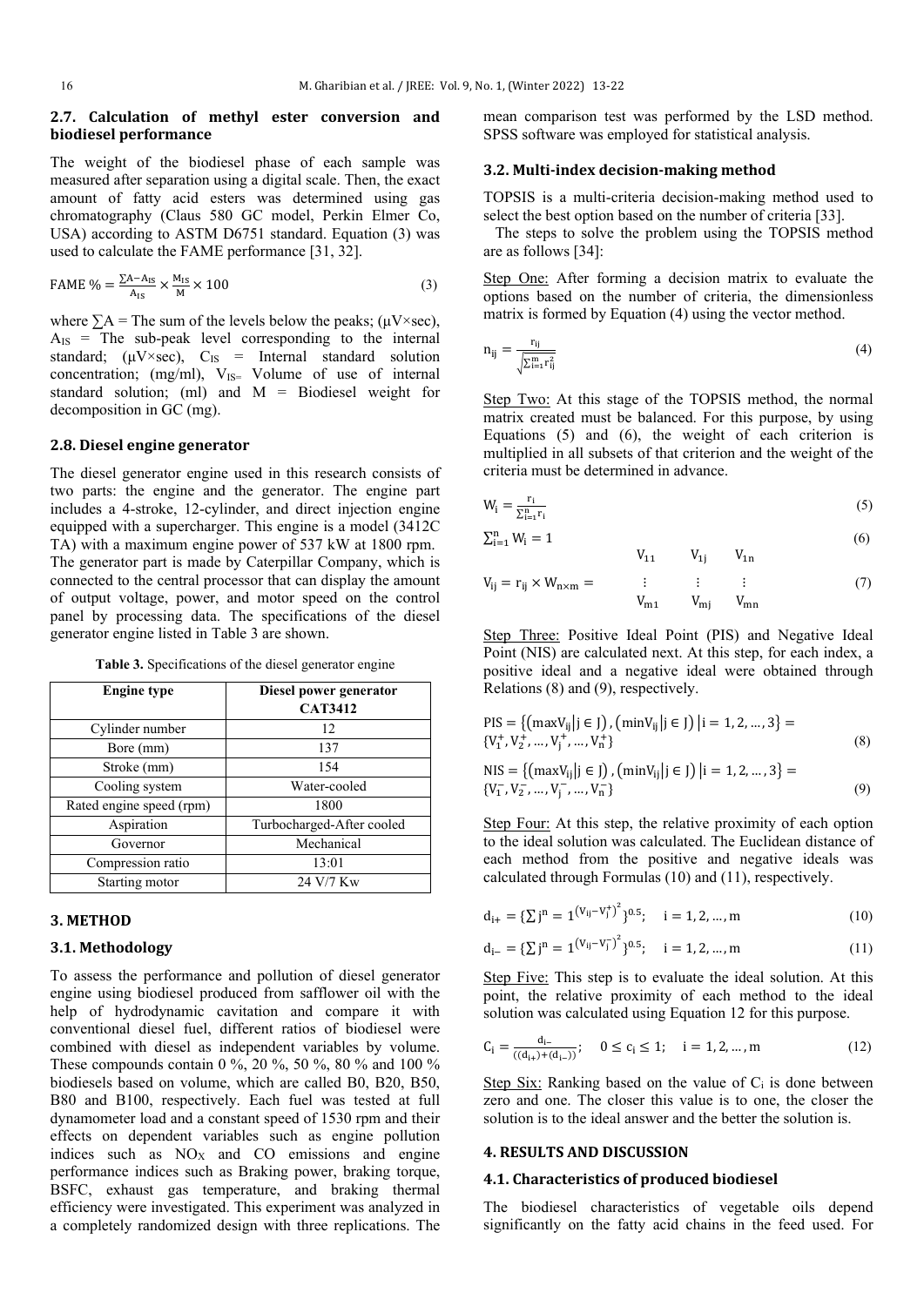### 2.7. Calculation of methyl ester conversion and biodiesel performance

The weight of the biodiesel phase of each sample was measured after separation using a digital scale. Then, the exact amount of fatty acid esters was determined using gas chromatography (Claus 580 GC model, Perkin Elmer Co, USA) according to ASTM D6751 standard. Equation (3) was used to calculate the FAME performance [31, 32].

$$\text{FAME}\ \% = \frac{\sum A - A_{IS}}{A_{IS}} \times \frac{M_{IS}}{M} \times 100 \tag{3}$$

where $\sum A$ = The sum of the levels below the peaks; (μV×sec), $A_{IS}$ = The sub-peak level corresponding to the internal standard; (μV×sec), $C_{IS}$ = Internal standard solution concentration; (mg/ml), $V_{IS}$= Volume of use of internal standard solution; (ml) and M = Biodiesel weight for decomposition in GC (mg).

### 2.8. Diesel engine generator

The diesel generator engine used in this research consists of two parts: the engine and the generator. The engine part includes a 4-stroke, 12-cylinder, and direct injection engine equipped with a supercharger. This engine is a model (3412C TA) with a maximum engine power of 537 kW at 1800 rpm. The generator part is made by Caterpillar Company, which is connected to the central processor that can display the amount of output voltage, power, and motor speed on the control panel by processing data. The specifications of the diesel generator engine listed in Table 3 are shown.

**Table 3.** Specifications of the diesel generator engine

| Engine type | Diesel power generator CAT3412 |
|---|---|
| Cylinder number | 12 |
| Bore (mm) | 137 |
| Stroke (mm) | 154 |
| Cooling system | Water-cooled |
| Rated engine speed (rpm) | 1800 |
| Aspiration | Turbocharged-After cooled |
| Governor | Mechanical |
| Compression ratio | 13:01 |
| Starting motor | 24 V/7 Kw |

## 3. METHOD

### 3.1. Methodology

To assess the performance and pollution of diesel generator engine using biodiesel produced from safflower oil with the help of hydrodynamic cavitation and compare it with conventional diesel fuel, different ratios of biodiesel were combined with diesel as independent variables by volume. These compounds contain 0 %, 20 %, 50 %, 80 % and 100 % biodiesels based on volume, which are called B0, B20, B50, B80 and B100, respectively. Each fuel was tested at full dynamometer load and a constant speed of 1530 rpm and their effects on dependent variables such as engine pollution indices such as $NO_X$ and CO emissions and engine performance indices such as Braking power, braking torque, BSFC, exhaust gas temperature, and braking thermal efficiency were investigated. This experiment was analyzed in a completely randomized design with three replications. The mean comparison test was performed by the LSD method. SPSS software was employed for statistical analysis.

### 3.2. Multi-index decision-making method

TOPSIS is a multi-criteria decision-making method used to select the best option based on the number of criteria [33].

The steps to solve the problem using the TOPSIS method are as follows [34]:

Step One: After forming a decision matrix to evaluate the options based on the number of criteria, the dimensionless matrix is formed by Equation (4) using the vector method.

$$n_{ij} = \frac{r_{ij}}{\sqrt{\sum_{i=1}^{m} r_{ij}^2}} \tag{4}$$

Step Two: At this stage of the TOPSIS method, the normal matrix created must be balanced. For this purpose, by using Equations (5) and (6), the weight of each criterion is multiplied in all subsets of that criterion and the weight of the criteria must be determined in advance.

$$W_i = \frac{r_i}{\sum_{i=1}^{n} r_i} \tag{5}$$

$$\sum_{i=1}^{n} W_i = 1 \tag{6}$$

$$V_{ij} = r_{ij} \times W_{n\times m} = \begin{matrix} V_{11} & V_{1j} & V_{1n} \\ \vdots & \vdots & \vdots \\ V_{m1} & V_{mj} & V_{mn} \end{matrix} \tag{7}$$

Step Three: Positive Ideal Point (PIS) and Negative Ideal Point (NIS) are calculated next. At this step, for each index, a positive ideal and a negative ideal were obtained through Relations (8) and (9), respectively.

$$\text{PIS} = \{(\max V_{ij} | j \in J), (\min V_{ij} | j \in J) | i = 1, 2, \ldots, 3\} = \{V_1^+, V_2^+, \ldots, V_j^+, \ldots, V_n^+\} \tag{8}$$

$$\text{NIS} = \{(\max V_{ij} | j \in J), (\min V_{ij} | j \in J) | i = 1, 2, \ldots, 3\} = \{V_1^-, V_2^-, \ldots, V_j^-, \ldots, V_n^-\} \tag{9}$$

Step Four: At this step, the relative proximity of each option to the ideal solution was calculated. The Euclidean distance of each method from the positive and negative ideals was calculated through Formulas (10) and (11), respectively.

$$d_{i+} = \{\sum j^n = 1^{(V_{ij} - V_j^+)^2}\}^{0.5}; \quad i = 1, 2, \ldots, m \tag{10}$$

$$d_{i-} = \{\sum j^n = 1^{(V_{ij} - V_j^-)^2}\}^{0.5}; \quad i = 1, 2, \ldots, m \tag{11}$$

Step Five: This step is to evaluate the ideal solution. At this point, the relative proximity of each method to the ideal solution was calculated using Equation 12 for this purpose.

$$C_i = \frac{d_{i-}}{((d_{i+}) + (d_{i-}))}; \quad 0 \le c_i \le 1; \quad i = 1, 2, \ldots, m \tag{12}$$

Step Six: Ranking based on the value of $C_i$ is done between zero and one. The closer this value is to one, the closer the solution is to the ideal answer and the better the solution is.

## 4. RESULTS AND DISCUSSION

### 4.1. Characteristics of produced biodiesel

The biodiesel characteristics of vegetable oils depend significantly on the fatty acid chains in the feed used. For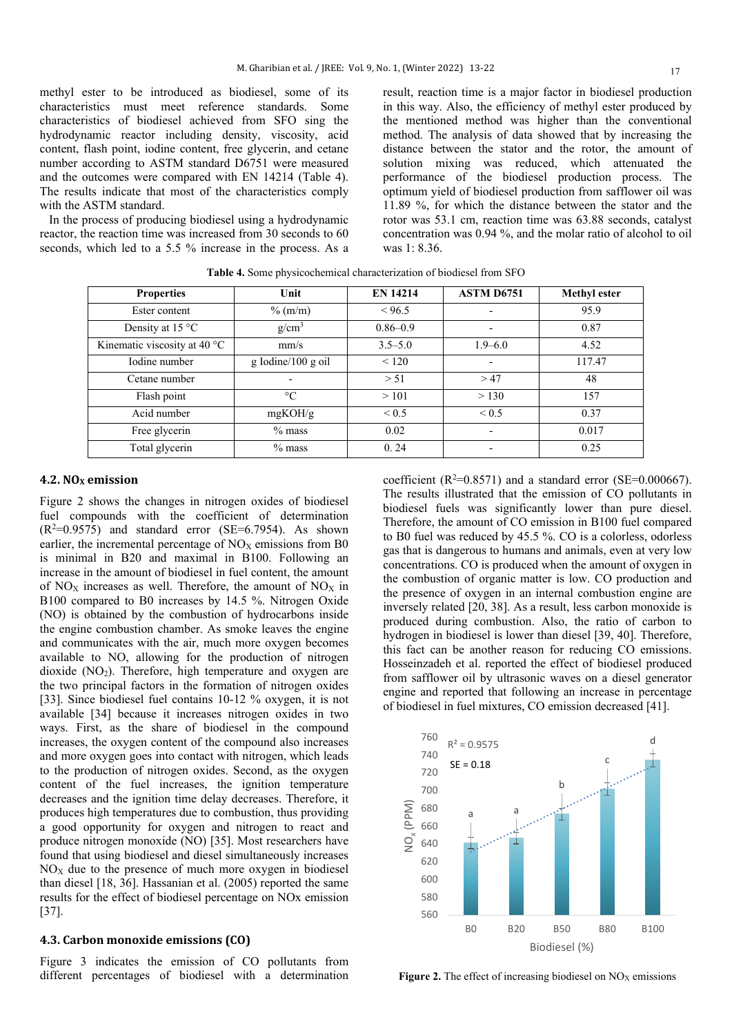methyl ester to be introduced as biodiesel, some of its characteristics must meet reference standards. Some characteristics of biodiesel achieved from SFO sing the hydrodynamic reactor including density, viscosity, acid content, flash point, iodine content, free glycerin, and cetane number according to ASTM standard D6751 were measured and the outcomes were compared with EN 14214 (Table 4). The results indicate that most of the characteristics comply with the ASTM standard.

In the process of producing biodiesel using a hydrodynamic reactor, the reaction time was increased from 30 seconds to 60 seconds, which led to a 5.5 % increase in the process. As a result, reaction time is a major factor in biodiesel production in this way. Also, the efficiency of methyl ester produced by the mentioned method was higher than the conventional method. The analysis of data showed that by increasing the distance between the stator and the rotor, the amount of solution mixing was reduced, which attenuated the performance of the biodiesel production process. The optimum yield of biodiesel production from safflower oil was 11.89 %, for which the distance between the stator and the rotor was 53.1 cm, reaction time was 63.88 seconds, catalyst concentration was 0.94 %, and the molar ratio of alcohol to oil was 1: 8.36.

**Table 4.** Some physicochemical characterization of biodiesel from SFO

| Properties | Unit | EN 14214 | ASTM D6751 | Methyl ester |
|---|---|---|---|---|
| Ester content | % (m/m) | < 96.5 | - | 95.9 |
| Density at 15 °C | g/cm$^3$ | 0.86–0.9 | - | 0.87 |
| Kinematic viscosity at 40 °C | mm/s | 3.5–5.0 | 1.9–6.0 | 4.52 |
| Iodine number | g Iodine/100 g oil | < 120 | - | 117.47 |
| Cetane number | - | > 51 | > 47 | 48 |
| Flash point | °C | > 101 | > 130 | 157 |
| Acid number | mgKOH/g | < 0.5 | < 0.5 | 0.37 |
| Free glycerin | % mass | 0.02 | - | 0.017 |
| Total glycerin | % mass | 0. 24 | - | 0.25 |

### 4.2. $NO_X$ emission

Figure 2 shows the changes in nitrogen oxides of biodiesel fuel compounds with the coefficient of determination ($R^2$=0.9575) and standard error (SE=6.7954). As shown earlier, the incremental percentage of $NO_X$ emissions from B0 is minimal in B20 and maximal in B100. Following an increase in the amount of biodiesel in fuel content, the amount of $NO_X$ increases as well. Therefore, the amount of $NO_X$ in B100 compared to B0 increases by 14.5 %. Nitrogen Oxide (NO) is obtained by the combustion of hydrocarbons inside the engine combustion chamber. As smoke leaves the engine and communicates with the air, much more oxygen becomes available to NO, allowing for the production of nitrogen dioxide ($NO_2$). Therefore, high temperature and oxygen are the two principal factors in the formation of nitrogen oxides [33]. Since biodiesel fuel contains 10-12 % oxygen, it is not available [34] because it increases nitrogen oxides in two ways. First, as the share of biodiesel in the compound increases, the oxygen content of the compound also increases and more oxygen goes into contact with nitrogen, which leads to the production of nitrogen oxides. Second, as the oxygen content of the fuel increases, the ignition temperature decreases and the ignition time delay decreases. Therefore, it produces high temperatures due to combustion, thus providing a good opportunity for oxygen and nitrogen to react and produce nitrogen monoxide (NO) [35]. Most researchers have found that using biodiesel and diesel simultaneously increases $NO_X$ due to the presence of much more oxygen in biodiesel than diesel [18, 36]. Hassanian et al. (2005) reported the same results for the effect of biodiesel percentage on NOx emission [37].

### 4.3. Carbon monoxide emissions (CO)

Figure 3 indicates the emission of CO pollutants from different percentages of biodiesel with a determination coefficient ($R^2$=0.8571) and a standard error (SE=0.000667). The results illustrated that the emission of CO pollutants in biodiesel fuels was significantly lower than pure diesel. Therefore, the amount of CO emission in B100 fuel compared to B0 fuel was reduced by 45.5 %. CO is a colorless, odorless gas that is dangerous to humans and animals, even at very low concentrations. CO is produced when the amount of oxygen in the combustion of organic matter is low. CO production and the presence of oxygen in an internal combustion engine are inversely related [20, 38]. As a result, less carbon monoxide is produced during combustion. Also, the ratio of carbon to hydrogen in biodiesel is lower than diesel [39, 40]. Therefore, this fact can be another reason for reducing CO emissions. Hosseinzadeh et al. reported the effect of biodiesel produced from safflower oil by ultrasonic waves on a diesel generator engine and reported that following an increase in percentage of biodiesel in fuel mixtures, CO emission decreased [41].

**Figure 2.** The effect of increasing biodiesel on $NO_X$ emissions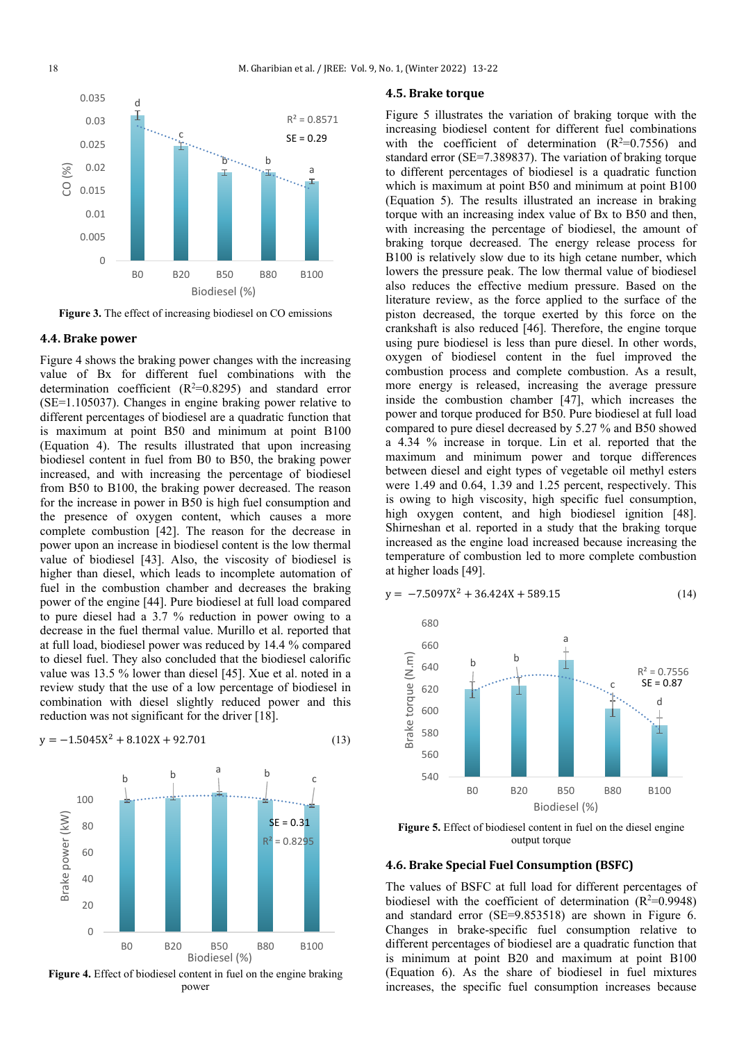Figure 3. The effect of increasing biodiesel on CO emissions

### 4.4. Brake power

Figure 4 shows the braking power changes with the increasing value of Bx for different fuel combinations with the determination coefficient ($R^2$=0.8295) and standard error (SE=1.105037). Changes in engine braking power relative to different percentages of biodiesel are a quadratic function that is maximum at point B50 and minimum at point B100 (Equation 4). The results illustrated that upon increasing biodiesel content in fuel from B0 to B50, the braking power increased, and with increasing the percentage of biodiesel from B50 to B100, the braking power decreased. The reason for the increase in power in B50 is high fuel consumption and the presence of oxygen content, which causes a more complete combustion [42]. The reason for the decrease in power upon an increase in biodiesel content is the low thermal value of biodiesel [43]. Also, the viscosity of biodiesel is higher than diesel, which leads to incomplete automation of fuel in the combustion chamber and decreases the braking power of the engine [44]. Pure biodiesel at full load compared to pure diesel had a 3.7 % reduction in power owing to a decrease in the fuel thermal value. Murillo et al. reported that at full load, biodiesel power was reduced by 14.4 % compared to diesel fuel. They also concluded that the biodiesel calorific value was 13.5 % lower than diesel [45]. Xue et al. noted in a review study that the use of a low percentage of biodiesel in combination with diesel slightly reduced power and this reduction was not significant for the driver [18].

$$y = -1.5045X^2 + 8.102X + 92.701 \quad (13)$$

Figure 4. Effect of biodiesel content in fuel on the engine braking power

### 4.5. Brake torque

Figure 5 illustrates the variation of braking torque with the increasing biodiesel content for different fuel combinations with the coefficient of determination ($R^2$=0.7556) and standard error (SE=7.389837). The variation of braking torque to different percentages of biodiesel is a quadratic function which is maximum at point B50 and minimum at point B100 (Equation 5). The results illustrated an increase in braking torque with an increasing index value of Bx to B50 and then, with increasing the percentage of biodiesel, the amount of braking torque decreased. The energy release process for B100 is relatively slow due to its high cetane number, which lowers the pressure peak. The low thermal value of biodiesel also reduces the effective medium pressure. Based on the literature review, as the force applied to the surface of the piston decreased, the torque exerted by this force on the crankshaft is also reduced [46]. Therefore, the engine torque using pure biodiesel is less than pure diesel. In other words, oxygen of biodiesel content in the fuel improved the combustion process and complete combustion. As a result, more energy is released, increasing the average pressure inside the combustion chamber [47], which increases the power and torque produced for B50. Pure biodiesel at full load compared to pure diesel decreased by 5.27 % and B50 showed a 4.34 % increase in torque. Lin et al. reported that the maximum and minimum power and torque differences between diesel and eight types of vegetable oil methyl esters were 1.49 and 0.64, 1.39 and 1.25 percent, respectively. This is owing to high viscosity, high specific fuel consumption, high oxygen content, and high biodiesel ignition [48]. Shirneshan et al. reported in a study that the braking torque increased as the engine load increased because increasing the temperature of combustion led to more complete combustion at higher loads [49].

$$y = -7.5097X^2 + 36.424X + 589.15 \quad (14)$$

Figure 5. Effect of biodiesel content in fuel on the diesel engine output torque

### 4.6. Brake Special Fuel Consumption (BSFC)

The values of BSFC at full load for different percentages of biodiesel with the coefficient of determination ($R^2$=0.9948) and standard error (SE=9.853518) are shown in Figure 6. Changes in brake-specific fuel consumption relative to different percentages of biodiesel are a quadratic function that is minimum at point B20 and maximum at point B100 (Equation 6). As the share of biodiesel in fuel mixtures increases, the specific fuel consumption increases because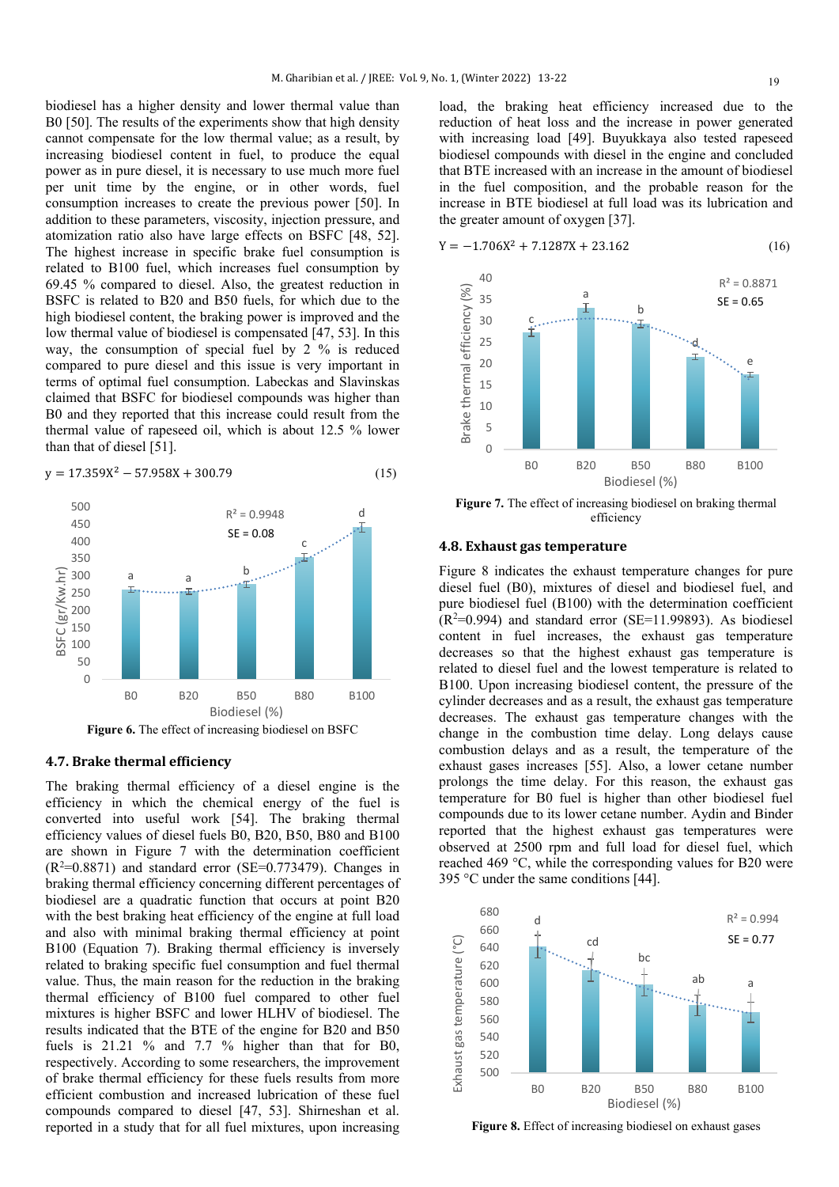biodiesel has a higher density and lower thermal value than B0 [50]. The results of the experiments show that high density cannot compensate for the low thermal value; as a result, by increasing biodiesel content in fuel, to produce the equal power as in pure diesel, it is necessary to use much more fuel per unit time by the engine, or in other words, fuel consumption increases to create the previous power [50]. In addition to these parameters, viscosity, injection pressure, and atomization ratio also have large effects on BSFC [48, 52]. The highest increase in specific brake fuel consumption is related to B100 fuel, which increases fuel consumption by 69.45 % compared to diesel. Also, the greatest reduction in BSFC is related to B20 and B50 fuels, for which due to the high biodiesel content, the braking power is improved and the low thermal value of biodiesel is compensated [47, 53]. In this way, the consumption of special fuel by 2 % is reduced compared to pure diesel and this issue is very important in terms of optimal fuel consumption. Labeckas and Slavinskas claimed that BSFC for biodiesel compounds was higher than B0 and they reported that this increase could result from the thermal value of rapeseed oil, which is about 12.5 % lower than that of diesel [51].

$$y = 17.359X^2 - 57.958X + 300.79 \quad (15)$$

Figure 6. The effect of increasing biodiesel on BSFC

### 4.7. Brake thermal efficiency

The braking thermal efficiency of a diesel engine is the efficiency in which the chemical energy of the fuel is converted into useful work [54]. The braking thermal efficiency values of diesel fuels B0, B20, B50, B80 and B100 are shown in Figure 7 with the determination coefficient ($R^2$=0.8871) and standard error (SE=0.773479). Changes in braking thermal efficiency concerning different percentages of biodiesel are a quadratic function that occurs at point B20 with the best braking heat efficiency of the engine at full load and also with minimal braking thermal efficiency at point B100 (Equation 7). Braking thermal efficiency is inversely related to braking specific fuel consumption and fuel thermal value. Thus, the main reason for the reduction in the braking thermal efficiency of B100 fuel compared to other fuel mixtures is higher BSFC and lower HLHV of biodiesel. The results indicated that the BTE of the engine for B20 and B50 fuels is 21.21 % and 7.7 % higher than that for B0, respectively. According to some researchers, the improvement of brake thermal efficiency for these fuels results from more efficient combustion and increased lubrication of these fuel compounds compared to diesel [47, 53]. Shirneshan et al. reported in a study that for all fuel mixtures, upon increasing load, the braking heat efficiency increased due to the reduction of heat loss and the increase in power generated with increasing load [49]. Buyukkaya also tested rapeseed biodiesel compounds with diesel in the engine and concluded that BTE increased with an increase in the amount of biodiesel in the fuel composition, and the probable reason for the increase in BTE biodiesel at full load was its lubrication and the greater amount of oxygen [37].

$$Y = -1.706X^2 + 7.1287X + 23.162 \quad (16)$$

Figure 7. The effect of increasing biodiesel on braking thermal efficiency

### 4.8. Exhaust gas temperature

Figure 8 indicates the exhaust temperature changes for pure diesel fuel (B0), mixtures of diesel and biodiesel fuel, and pure biodiesel fuel (B100) with the determination coefficient ($R^2$=0.994) and standard error (SE=11.99893). As biodiesel content in fuel increases, the exhaust gas temperature decreases so that the highest exhaust gas temperature is related to diesel fuel and the lowest temperature is related to B100. Upon increasing biodiesel content, the pressure of the cylinder decreases and as a result, the exhaust gas temperature decreases. The exhaust gas temperature changes with the change in the combustion time delay. Long delays cause combustion delays and as a result, the temperature of the exhaust gases increases [55]. Also, a lower cetane number prolongs the time delay. For this reason, the exhaust gas temperature for B0 fuel is higher than other biodiesel fuel compounds due to its lower cetane number. Aydin and Binder reported that the highest exhaust gas temperatures were observed at 2500 rpm and full load for diesel fuel, which reached 469 °C, while the corresponding values for B20 were 395 °C under the same conditions [44].

Figure 8. Effect of increasing biodiesel on exhaust gases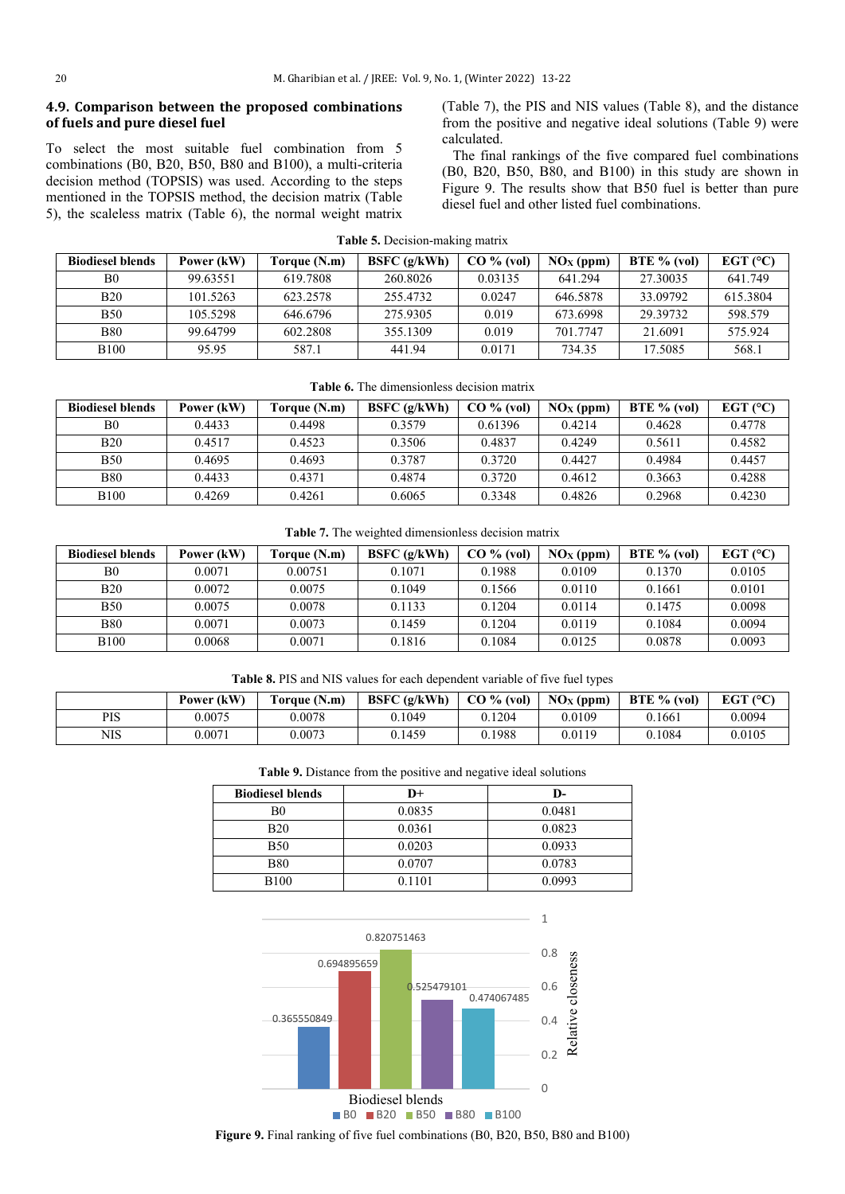### 4.9. Comparison between the proposed combinations of fuels and pure diesel fuel

To select the most suitable fuel combination from 5 combinations (B0, B20, B50, B80 and B100), a multi-criteria decision method (TOPSIS) was used. According to the steps mentioned in the TOPSIS method, the decision matrix (Table 5), the scaleless matrix (Table 6), the normal weight matrix (Table 7), the PIS and NIS values (Table 8), and the distance from the positive and negative ideal solutions (Table 9) were calculated.

The final rankings of the five compared fuel combinations (B0, B20, B50, B80, and B100) in this study are shown in Figure 9. The results show that B50 fuel is better than pure diesel fuel and other listed fuel combinations.

**Table 5.** Decision-making matrix

| Biodiesel blends | Power (kW) | Torque (N.m) | BSFC (g/kWh) | CO % (vol) | $NO_X$ (ppm) | BTE % (vol) | EGT (°C) |
|---|---|---|---|---|---|---|---|
| B0 | 99.63551 | 619.7808 | 260.8026 | 0.03135 | 641.294 | 27.30035 | 641.749 |
| B20 | 101.5263 | 623.2578 | 255.4732 | 0.0247 | 646.5878 | 33.09792 | 615.3804 |
| B50 | 105.5298 | 646.6796 | 275.9305 | 0.019 | 673.6998 | 29.39732 | 598.579 |
| B80 | 99.64799 | 602.2808 | 355.1309 | 0.019 | 701.7747 | 21.6091 | 575.924 |
| B100 | 95.95 | 587.1 | 441.94 | 0.0171 | 734.35 | 17.5085 | 568.1 |

**Table 6.** The dimensionless decision matrix

| Biodiesel blends | Power (kW) | Torque (N.m) | BSFC (g/kWh) | CO % (vol) | $NO_X$ (ppm) | BTE % (vol) | EGT (°C) |
|---|---|---|---|---|---|---|---|
| B0 | 0.4433 | 0.4498 | 0.3579 | 0.61396 | 0.4214 | 0.4628 | 0.4778 |
| B20 | 0.4517 | 0.4523 | 0.3506 | 0.4837 | 0.4249 | 0.5611 | 0.4582 |
| B50 | 0.4695 | 0.4693 | 0.3787 | 0.3720 | 0.4427 | 0.4984 | 0.4457 |
| B80 | 0.4433 | 0.4371 | 0.4874 | 0.3720 | 0.4612 | 0.3663 | 0.4288 |
| B100 | 0.4269 | 0.4261 | 0.6065 | 0.3348 | 0.4826 | 0.2968 | 0.4230 |

**Table 7.** The weighted dimensionless decision matrix

| Biodiesel blends | Power (kW) | Torque (N.m) | BSFC (g/kWh) | CO % (vol) | $NO_X$ (ppm) | BTE % (vol) | EGT (°C) |
|---|---|---|---|---|---|---|---|
| B0 | 0.0071 | 0.00751 | 0.1071 | 0.1988 | 0.0109 | 0.1370 | 0.0105 |
| B20 | 0.0072 | 0.0075 | 0.1049 | 0.1566 | 0.0110 | 0.1661 | 0.0101 |
| B50 | 0.0075 | 0.0078 | 0.1133 | 0.1204 | 0.0114 | 0.1475 | 0.0098 |
| B80 | 0.0071 | 0.0073 | 0.1459 | 0.1204 | 0.0119 | 0.1084 | 0.0094 |
| B100 | 0.0068 | 0.0071 | 0.1816 | 0.1084 | 0.0125 | 0.0878 | 0.0093 |

**Table 8.** PIS and NIS values for each dependent variable of five fuel types

| | Power (kW) | Torque (N.m) | BSFC (g/kWh) | CO % (vol) | $NO_X$ (ppm) | BTE % (vol) | EGT (°C) |
|---|---|---|---|---|---|---|---|
| PIS | 0.0075 | 0.0078 | 0.1049 | 0.1204 | 0.0109 | 0.1661 | 0.0094 |
| NIS | 0.0071 | 0.0073 | 0.1459 | 0.1988 | 0.0119 | 0.1084 | 0.0105 |

**Table 9.** Distance from the positive and negative ideal solutions

| Biodiesel blends | D+ | D- |
|---|---|---|
| B0 | 0.0835 | 0.0481 |
| B20 | 0.0361 | 0.0823 |
| B50 | 0.0203 | 0.0933 |
| B80 | 0.0707 | 0.0783 |
| B100 | 0.1101 | 0.0993 |

**Figure 9.** Final ranking of five fuel combinations (B0, B20, B50, B80 and B100)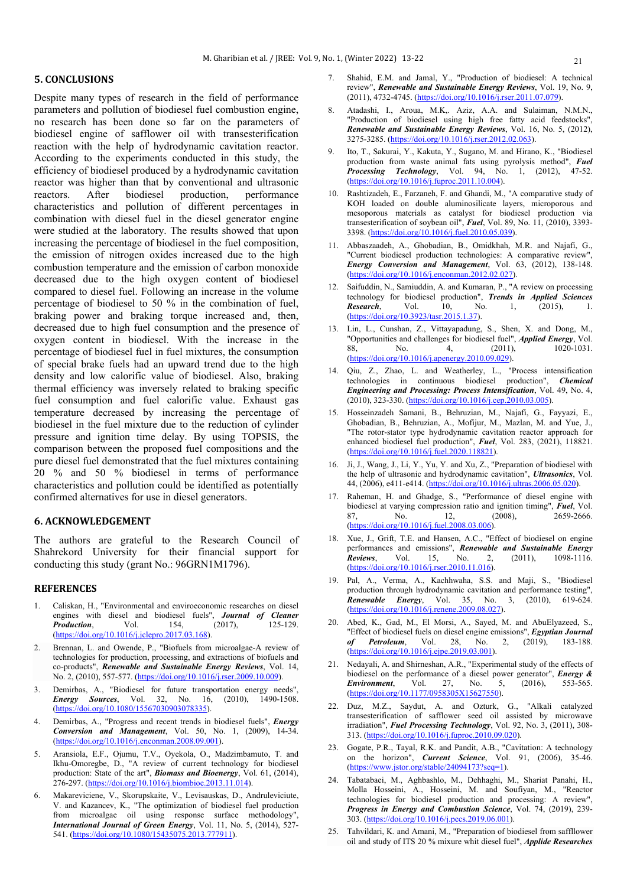## 5. CONCLUSIONS

Despite many types of research in the field of performance parameters and pollution of biodiesel fuel combustion engine, no research has been done so far on the parameters of biodiesel engine of safflower oil with transesterification reaction with the help of hydrodynamic cavitation reactor. According to the experiments conducted in this study, the efficiency of biodiesel produced by a hydrodynamic cavitation reactor was higher than that by conventional and ultrasonic reactors. After biodiesel production, performance characteristics and pollution of different percentages in combination with diesel fuel in the diesel generator engine were studied at the laboratory. The results showed that upon increasing the percentage of biodiesel in the fuel composition, the emission of nitrogen oxides increased due to the high combustion temperature and the emission of carbon monoxide decreased due to the high oxygen content of biodiesel compared to diesel fuel. Following an increase in the volume percentage of biodiesel to 50 % in the combination of fuel, braking power and braking torque increased and, then, decreased due to high fuel consumption and the presence of oxygen content in biodiesel. With the increase in the percentage of biodiesel fuel in fuel mixtures, the consumption of special brake fuels had an upward trend due to the high density and low calorific value of biodiesel. Also, braking thermal efficiency was inversely related to braking specific fuel consumption and fuel calorific value. Exhaust gas temperature decreased by increasing the percentage of biodiesel in the fuel mixture due to the reduction of cylinder pressure and ignition time delay. By using TOPSIS, the comparison between the proposed fuel compositions and the pure diesel fuel demonstrated that the fuel mixtures containing 20 % and 50 % biodiesel in terms of performance characteristics and pollution could be identified as potentially confirmed alternatives for use in diesel generators.

## 6. ACKNOWLEDGEMENT

The authors are grateful to the Research Council of Shahrekord University for their financial support for conducting this study (grant No.: 96GRN1M1796).

## REFERENCES

1. Caliskan, H., "Environmental and enviroeconomic researches on diesel engines with diesel and biodiesel fuels", ***Journal of Cleaner Production***, Vol. 154, (2017), 125-129. (https://doi.org/10.1016/j.jclepro.2017.03.168).
2. Brennan, L. and Owende, P., "Biofuels from microalgae-A review of technologies for production, processing, and extractions of biofuels and co-products", ***Renewable and Sustainable Energy Reviews***, Vol. 14, No. 2, (2010), 557-577. (https://doi.org/10.1016/j.rser.2009.10.009).
3. Demirbas, A., "Biodiesel for future transportation energy needs", ***Energy Sources***, Vol. 32, No. 16, (2010), 1490-1508. (https://doi.org/10.1080/15567030903078335).
4. Demirbas, A., "Progress and recent trends in biodiesel fuels", ***Energy Conversion and Management***, Vol. 50, No. 1, (2009), 14-34. (https://doi.org/10.1016/j.enconman.2008.09.001).
5. Aransiola, E.F., Ojumu, T.V., Oyekola, O., Madzimbamuto, T. and Ikhu-Omoregbe, D., "A review of current technology for biodiesel production: State of the art", ***Biomass and Bioenergy***, Vol. 61, (2014), 276-297. (https://doi.org/10.1016/j.biombioe.2013.11.014).
6. Makareviciene, V., Skorupskaite, V., Levisauskas, D., Andruleviciute, V. and Kazancev, K., "The optimization of biodiesel fuel production from microalgae oil using response surface methodology", ***International Journal of Green Energy***, Vol. 11, No. 5, (2014), 527-541. (https://doi.org/10.1080/15435075.2013.777911).
7. Shahid, E.M. and Jamal, Y., "Production of biodiesel: A technical review", ***Renewable and Sustainable Energy Reviews***, Vol. 19, No. 9, (2011), 4732-4745. (https://doi.org/10.1016/j.rser.2011.07.079).
8. Atadashi, I., Aroua, M.K,. Aziz, A.A. and Sulaiman, N.M.N., "Production of biodiesel using high free fatty acid feedstocks", ***Renewable and Sustainable Energy Reviews***, Vol. 16, No. 5, (2012), 3275-3285. (https://doi.org/10.1016/j.rser.2012.02.063).
9. Ito, T., Sakurai, Y., Kakuta, Y., Sugano, M. and Hirano, K., "Biodiesel production from waste animal fats using pyrolysis method", ***Fuel Processing Technology***, Vol. 94, No. 1, (2012), 47-52. (https://doi.org/10.1016/j.fuproc.2011.10.004).
10. Rashtizadeh, E., Farzaneh, F. and Ghandi, M., "A comparative study of KOH loaded on double aluminosilicate layers, microporous and mesoporous materials as catalyst for biodiesel production via transesterification of soybean oil", ***Fuel***, Vol. 89, No. 11, (2010), 3393-3398. (https://doi.org/10.1016/j.fuel.2010.05.039).
11. Abbaszaadeh, A., Ghobadian, B., Omidkhah, M.R. and Najafi, G., "Current biodiesel production technologies: A comparative review", ***Energy Conversion and Management***, Vol. 63, (2012), 138-148. (https://doi.org/10.1016/j.enconman.2012.02.027).
12. Saifuddin, N., Samiuddin, A. and Kumaran, P., "A review on processing technology for biodiesel production", ***Trends in Applied Sciences Research***, Vol. 10, No. 1, (2015), 1. (https://doi.org/10.3923/tasr.2015.1.37).
13. Lin, L., Cunshan, Z., Vittayapadung, S., Shen, X. and Dong, M., "Opportunities and challenges for biodiesel fuel", ***Applied Energy***, Vol. 88, No. 4, (2011), 1020-1031. (https://doi.org/10.1016/j.apenergy.2010.09.029).
14. Qiu, Z., Zhao, L. and Weatherley, L., "Process intensification technologies in continuous biodiesel production", ***Chemical Engineering and Processing: Process Intensification***, Vol. 49, No. 4, (2010), 323-330. (https://doi.org/10.1016/j.cep.2010.03.005).
15. Hosseinzadeh Samani, B., Behruzian, M., Najafi, G., Fayyazi, E., Ghobadian, B., Behruzian, A., Mofijur, M., Mazlan, M. and Yue, J., "The rotor-stator type hydrodynamic cavitation reactor approach for enhanced biodiesel fuel production", ***Fuel***, Vol. 283, (2021), 118821. (https://doi.org/10.1016/j.fuel.2020.118821).
16. Ji, J., Wang, J., Li, Y., Yu, Y. and Xu, Z., "Preparation of biodiesel with the help of ultrasonic and hydrodynamic cavitation", ***Ultrasonics***, Vol. 44, (2006), e411-e414. (https://doi.org/10.1016/j.ultras.2006.05.020).
17. Raheman, H. and Ghadge, S., "Performance of diesel engine with biodiesel at varying compression ratio and ignition timing", ***Fuel***, Vol. 87, No. 12, (2008), 2659-2666. (https://doi.org/10.1016/j.fuel.2008.03.006).
18. Xue, J., Grift, T.E. and Hansen, A.C., "Effect of biodiesel on engine performances and emissions", ***Renewable and Sustainable Energy Reviews***, Vol. 15, No. 2, (2011), 1098-1116. (https://doi.org/10.1016/j.rser.2010.11.016).
19. Pal, A., Verma, A., Kachhwaha, S.S. and Maji, S., "Biodiesel production through hydrodynamic cavitation and performance testing", ***Renewable Energy***, Vol. 35, No. 3, (2010), 619-624. (https://doi.org/10.1016/j.renene.2009.08.027).
20. Abed, K., Gad, M., El Morsi, A., Sayed, M. and AbuElyazeed, S., "Effect of biodiesel fuels on diesel engine emissions", ***Egyptian Journal of Petroleum***, Vol. 28, No. 2, (2019), 183-188. (https://doi.org/10.1016/j.ejpe.2019.03.001).
21. Nedayali, A. and Shirneshan, A.R., "Experimental study of the effects of biodiesel on the performance of a diesel power generator", ***Energy & Environment***, Vol. 27, No. 5, (2016), 553-565. (https://doi.org/10.1177/0958305X15627550).
22. Duz, M.Z., Saydut, A. and Ozturk, G., "Alkali catalyzed transesterification of safflower seed oil assisted by microwave irradiation", ***Fuel Processing Technology***, Vol. 92, No. 3, (2011), 308-313. (https://doi.org/10.1016/j.fuproc.2010.09.020).
23. Gogate, P.R., Tayal, R.K. and Pandit, A.B., "Cavitation: A technology on the horizon", ***Current Science***, Vol. 91, (2006), 35-46. (https://www.jstor.org/stable/24094173?seq=1).
24. Tabatabaei, M., Aghbashlo, M., Dehhaghi, M., Shariat Panahi, H., Molla Hosseini, A., Hosseini, M. and Soufiyan, M., "Reactor technologies for biodiesel production and processing: A review", ***Progress in Energy and Combustion Science***, Vol. 74, (2019), 239-303. (https://doi.org/10.1016/j.pecs.2019.06.001).
25. Tahvildari, K. and Amani, M., "Preparation of biodiesel from saffllower oil and study of ITS 20 % mixure whit diesel fuel", ***Applide Researches***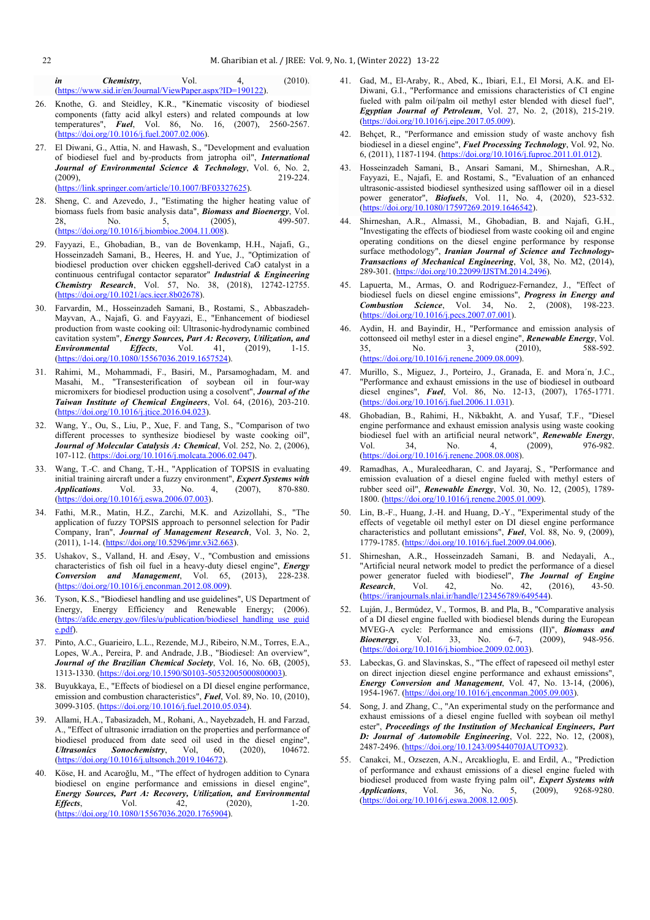*in Chemistry*, Vol. 4, (2010). (https://www.sid.ir/en/Journal/ViewPaper.aspx?ID=190122).

26. Knothe, G. and Steidley, K.R., "Kinematic viscosity of biodiesel components (fatty acid alkyl esters) and related compounds at low temperatures", ***Fuel***, Vol. 86, No. 16, (2007), 2560-2567. (https://doi.org/10.1016/j.fuel.2007.02.006).
27. El Diwani, G., Attia, N. and Hawash, S., "Development and evaluation of biodiesel fuel and by-products from jatropha oil", ***International Journal of Environmental Science & Technology***, Vol. 6, No. 2, (2009), 219-224. (https://link.springer.com/article/10.1007/BF03327625).
28. Sheng, C. and Azevedo, J., "Estimating the higher heating value of biomass fuels from basic analysis data", ***Biomass and Bioenergy***, Vol. 28, No. 5, (2005), 499-507. (https://doi.org/10.1016/j.biombioe.2004.11.008).
29. Fayyazi, E., Ghobadian, B., van de Bovenkamp, H.H., Najafi, G., Hosseinzadeh Samani, B., Heeres, H. and Yue, J., "Optimization of biodiesel production over chicken eggshell-derived CaO catalyst in a continuous centrifugal contactor separator" ***Industrial & Engineering Chemistry Research***, Vol. 57, No. 38, (2018), 12742-12755. (https://doi.org/10.1021/acs.iecr.8b02678).
30. Farvardin, M., Hosseinzadeh Samani, B., Rostami, S., Abbaszadeh-Mayvan, A., Najafi, G. and Fayyazi, E., "Enhancement of biodiesel production from waste cooking oil: Ultrasonic-hydrodynamic combined cavitation system", ***Energy Sources, Part A: Recovery, Utilization, and Environmental Effects***, Vol. 41, (2019), 1-15. (https://doi.org/10.1080/15567036.2019.1657524).
31. Rahimi, M., Mohammadi, F., Basiri, M., Parsamoghadam, M. and Masahi, M., "Transesterification of soybean oil in four-way micromixers for biodiesel production using a cosolvent", ***Journal of the Taiwan Institute of Chemical Engineers***, Vol. 64, (2016), 203-210. (https://doi.org/10.1016/j.jtice.2016.04.023).
32. Wang, Y., Ou, S., Liu, P., Xue, F. and Tang, S., "Comparison of two different processes to synthesize biodiesel by waste cooking oil", ***Journal of Molecular Catalysis A: Chemical***, Vol. 252, No. 2, (2006), 107-112. (https://doi.org/10.1016/j.molcata.2006.02.047).
33. Wang, T.-C. and Chang, T.-H., "Application of TOPSIS in evaluating initial training aircraft under a fuzzy environment", ***Expert Systems with Applications***. Vol. 33, No. 4, (2007), 870-880. (https://doi.org/10.1016/j.eswa.2006.07.003).
34. Fathi, M.R., Matin, H.Z., Zarchi, M.K. and Azizollahi, S., "The application of fuzzy TOPSIS approach to personnel selection for Padir Company, Iran", ***Journal of Management Research***, Vol. 3, No. 2, (2011), 1-14. (https://doi.org/10.5296/jmr.v3i2.663).
35. Ushakov, S., Valland, H. and Æsøy, V., "Combustion and emissions characteristics of fish oil fuel in a heavy-duty diesel engine", ***Energy Conversion and Management***, Vol. 65, (2013), 228-238. (https://doi.org/10.1016/j.enconman.2012.08.009).
36. Tyson, K.S., "Biodiesel handling and use guidelines", US Department of Energy, Energy Efficiency and Renewable Energy; (2006). (https://afdc.energy.gov/files/u/publication/biodiesel_handling_use_guide.pdf).
37. Pinto, A.C., Guarieiro, L.L., Rezende, M.J., Ribeiro, N.M., Torres, E.A., Lopes, W.A., Pereira, P. and Andrade, J.B., "Biodiesel: An overview", ***Journal of the Brazilian Chemical Society***, Vol. 16, No. 6B, (2005), 1313-1330. (https://doi.org/10.1590/S0103-50532005000800003).
38. Buyukkaya, E., "Effects of biodiesel on a DI diesel engine performance, emission and combustion characteristics", ***Fuel***, Vol. 89, No. 10, (2010), 3099-3105. (https://doi.org/10.1016/j.fuel.2010.05.034).
39. Allami, H.A., Tabasizadeh, M., Rohani, A., Nayebzadeh, H. and Farzad, A., "Effect of ultrasonic irradiation on the properties and performance of biodiesel produced from date seed oil used in the diesel engine", ***Ultrasonics Sonochemistry***, Vol, 60, (2020), 104672. (https://doi.org/10.1016/j.ultsonch.2019.104672).
40. Köse, H. and Acaroğlu, M., "The effect of hydrogen addition to Cynara biodiesel on engine performance and emissions in diesel engine", ***Energy Sources, Part A: Recovery, Utilization, and Environmental Effects***, Vol. 42, (2020), 1-20. (https://doi.org/10.1080/15567036.2020.1765904).
41. Gad, M., El-Araby, R., Abed, K., Ibiari, E.I., El Morsi, A.K. and El-Diwani, G.I., "Performance and emissions characteristics of CI engine fueled with palm oil/palm oil methyl ester blended with diesel fuel", ***Egyptian Journal of Petroleum***, Vol. 27, No. 2, (2018), 215-219. (https://doi.org/10.1016/j.ejpe.2017.05.009).
42. Behçet, R., "Performance and emission study of waste anchovy fish biodiesel in a diesel engine", ***Fuel Processing Technology***, Vol. 92, No. 6, (2011), 1187-1194. (https://doi.org/10.1016/j.fuproc.2011.01.012).
43. Hosseinzadeh Samani, B., Ansari Samani, M., Shirneshan, A.R., Fayyazi, E., Najafi, E. and Rostami, S., "Evaluation of an enhanced ultrasonic-assisted biodiesel synthesized using safflower oil in a diesel power generator", ***Biofuels***, Vol. 11, No. 4, (2020), 523-532. (https://doi.org/10.1080/17597269.2019.1646542).
44. Shirneshan, A.R., Almassi, M., Ghobadian, B. and Najafi, G.H., "Investigating the effects of biodiesel from waste cooking oil and engine operating conditions on the diesel engine performance by response surface methodology", ***Iranian Journal of Science and Technology-Transactions of Mechanical Engineering***, Vol, 38, No. M2, (2014), 289-301. (https://doi.org/10.22099/IJSTM.2014.2496).
45. Lapuerta, M., Armas, O. and Rodriguez-Fernandez, J., "Effect of biodiesel fuels on diesel engine emissions", ***Progress in Energy and Combustion Science***, Vol. 34, No. 2, (2008), 198-223. (https://doi.org/10.1016/j.pecs.2007.07.001).
46. Aydin, H. and Bayindir, H., "Performance and emission analysis of cottonseed oil methyl ester in a diesel engine", ***Renewable Energy***, Vol. 35, No. 3, (2010), 588-592. (https://doi.org/10.1016/j.renene.2009.08.009).
47. Murillo, S., Miguez, J., Porteiro, J., Granada, E. and Mora´n, J.C., "Performance and exhaust emissions in the use of biodiesel in outboard diesel engines", ***Fuel***, Vol. 86, No. 12-13, (2007), 1765-1771. (https://doi.org/10.1016/j.fuel.2006.11.031).
48. Ghobadian, B., Rahimi, H., Nikbakht, A. and Yusaf, T.F., "Diesel engine performance and exhaust emission analysis using waste cooking biodiesel fuel with an artificial neural network", ***Renewable Energy***, Vol. 34, No. 4, (2009), 976-982. (https://doi.org/10.1016/j.renene.2008.08.008).
49. Ramadhas, A., Muraleedharan, C. and Jayaraj, S., "Performance and emission evaluation of a diesel engine fueled with methyl esters of rubber seed oil", ***Renewable Energy***, Vol. 30, No. 12, (2005), 1789-1800. (https://doi.org/10.1016/j.renene.2005.01.009).
50. Lin, B.-F., Huang, J.-H. and Huang, D.-Y., "Experimental study of the effects of vegetable oil methyl ester on DI diesel engine performance characteristics and pollutant emissions", ***Fuel***, Vol. 88, No. 9, (2009), 1779-1785. (https://doi.org/10.1016/j.fuel.2009.04.006).
51. Shirneshan, A.R., Hosseinzadeh Samani, B. and Nedayali, A., "Artificial neural network model to predict the performance of a diesel power generator fueled with biodiesel", ***The Journal of Engine Research***, Vol. 42, No. 42, (2016), 43-50. (https://iranjournals.nlai.ir/handle/123456789/649544).
52. Luján, J., Bermúdez, V., Tormos, B. and Pla, B., "Comparative analysis of a DI diesel engine fuelled with biodiesel blends during the European MVEG-A cycle: Performance and emissions (II)", ***Biomass and Bioenergy***, Vol. 33, No. 6-7, (2009), 948-956. (https://doi.org/10.1016/j.biombioe.2009.02.003).
53. Labeckas, G. and Slavinskas, S., "The effect of rapeseed oil methyl ester on direct injection diesel engine performance and exhaust emissions", ***Energy Conversion and Management***, Vol. 47, No. 13-14, (2006), 1954-1967. (https://doi.org/10.1016/j.enconman.2005.09.003).
54. Song, J. and Zhang, C., "An experimental study on the performance and exhaust emissions of a diesel engine fuelled with soybean oil methyl ester", ***Proceedings of the Institution of Mechanical Engineers, Part D: Journal of Automobile Engineering***, Vol. 222, No. 12, (2008), 2487-2496. (https://doi.org/10.1243/09544070JAUTO932).
55. Canakci, M., Ozsezen, A.N., Arcaklioglu, E. and Erdil, A., "Prediction of performance and exhaust emissions of a diesel engine fueled with biodiesel produced from waste frying palm oil", ***Expert Systems with Applications***, Vol. 36, No. 5, (2009), 9268-9280. (https://doi.org/10.1016/j.eswa.2008.12.005).